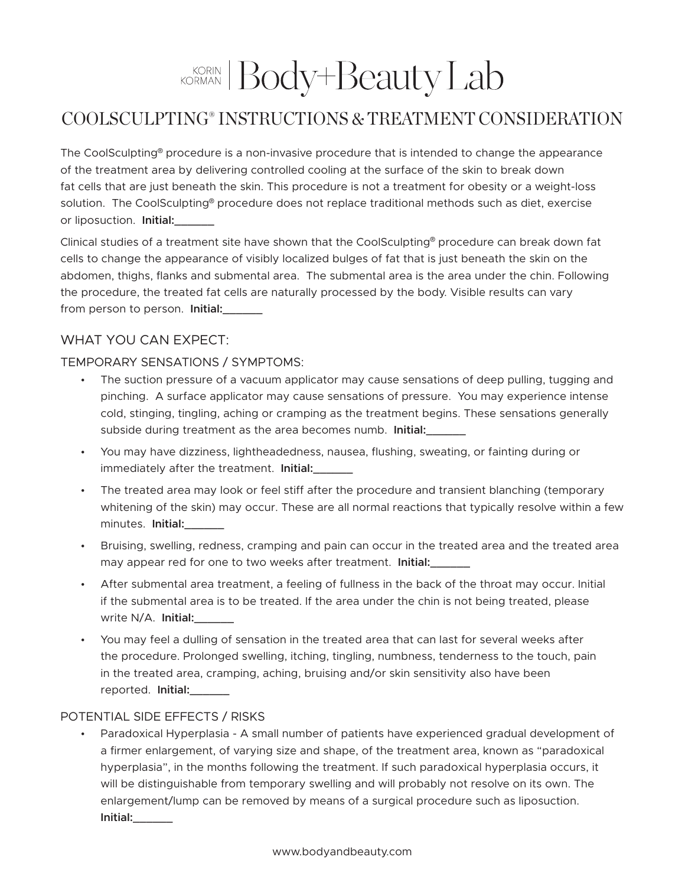# KORIN KORMAN | Body+Beauty Lab

## COOLSCULPTING® INSTRUCTIONS & TREATMENT CONSIDERATION

The CoolSculpting® procedure is a non-invasive procedure that is intended to change the appearance of the treatment area by delivering controlled cooling at the surface of the skin to break down fat cells that are just beneath the skin. This procedure is not a treatment for obesity or a weight-loss solution. The CoolSculpting® procedure does not replace traditional methods such as diet, exercise or liposuction. **Initial:\_\_\_\_\_\_\_**

Clinical studies of a treatment site have shown that the CoolSculpting® procedure can break down fat cells to change the appearance of visibly localized bulges of fat that is just beneath the skin on the abdomen, thighs, flanks and submental area. The submental area is the area under the chin. Following the procedure, the treated fat cells are naturally processed by the body. Visible results can vary from person to person. **Initial:\_\_\_\_\_\_\_**

### WHAT YOU CAN EXPECT:

#### TEMPORARY SENSATIONS / SYMPTOMS:

- The suction pressure of a vacuum applicator may cause sensations of deep pulling, tugging and pinching. A surface applicator may cause sensations of pressure. You may experience intense cold, stinging, tingling, aching or cramping as the treatment begins. These sensations generally subside during treatment as the area becomes numb. **Initial:\_\_\_\_\_\_\_**
- You may have dizziness, lightheadedness, nausea, flushing, sweating, or fainting during or immediately after the treatment. **Initial:\_\_\_\_\_\_\_**
- The treated area may look or feel stiff after the procedure and transient blanching (temporary whitening of the skin) may occur. These are all normal reactions that typically resolve within a few minutes. **Initial:\_\_\_\_\_\_\_**
- Bruising, swelling, redness, cramping and pain can occur in the treated area and the treated area may appear red for one to two weeks after treatment. **Initial:\_\_\_\_\_\_\_**
- After submental area treatment, a feeling of fullness in the back of the throat may occur. Initial if the submental area is to be treated. If the area under the chin is not being treated, please write N/A. **Initial:\_\_\_\_\_\_\_**
- You may feel a dulling of sensation in the treated area that can last for several weeks after the procedure. Prolonged swelling, itching, tingling, numbness, tenderness to the touch, pain in the treated area, cramping, aching, bruising and/or skin sensitivity also have been reported. **Initial:\_\_\_\_\_\_\_**

#### POTENTIAL SIDE EFFECTS / RISKS

- Paradoxical Hyperplasia - A small number of patients have experienced gradual development of a firmer enlargement, of varying size and shape, of the treatment area, known as "paradoxical hyperplasia", in the months following the treatment. If such paradoxical hyperplasia occurs, it will be distinguishable from temporary swelling and will probably not resolve on its own. The enlargement/lump can be removed by means of a surgical procedure such as liposuction. **Initial:\_\_\_\_\_\_\_**

www.bodyandbeauty.com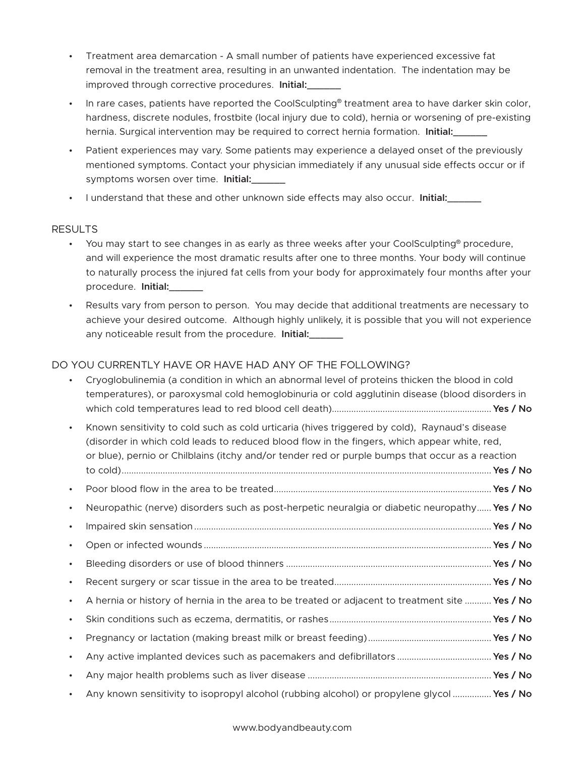- Treatment area demarcation - A small number of patients have experienced excessive fat removal in the treatment area, resulting in an unwanted indentation. The indentation may be improved through corrective procedures. **Initial:_______**
- In rare cases, patients have reported the CoolSculpting® treatment area to have darker skin color, hardness, discrete nodules, frostbite (local injury due to cold), hernia or worsening of pre-existing hernia. Surgical intervention may be required to correct hernia formation. **Initial:_______**
- Patient experiences may vary. Some patients may experience a delayed onset of the previously mentioned symptoms. Contact your physician immediately if any unusual side effects occur or if symptoms worsen over time. **Initial:_______**
- I understand that these and other unknown side effects may also occur. **Initial:_______**

## RESULTS

- You may start to see changes in as early as three weeks after your CoolSculpting® procedure, and will experience the most dramatic results after one to three months. Your body will continue to naturally process the injured fat cells from your body for approximately four months after your procedure. **Initial:_______**
- Results vary from person to person. You may decide that additional treatments are necessary to achieve your desired outcome. Although highly unlikely, it is possible that you will not experience any noticeable result from the procedure. **Initial:_______**

## DO YOU CURRENTLY HAVE OR HAVE HAD ANY OF THE FOLLOWING?

- Cryoglobulinemia (a condition in which an abnormal level of proteins thicken the blood in cold temperatures), or paroxysmal cold hemoglobinuria or cold agglutinin disease (blood disorders in which cold temperatures lead to red blood cell death)........ **Yes / No**
- Known sensitivity to cold such as cold urticaria (hives triggered by cold), Raynaud's disease (disorder in which cold leads to reduced blood flow in the fingers, which appear white, red, or blue), pernio or Chilblains (itchy and/or tender red or purple bumps that occur as a reaction to cold)........ **Yes / No**
- Poor blood flow in the area to be treated........ **Yes / No**
- Neuropathic (nerve) disorders such as post-herpetic neuralgia or diabetic neuropathy...... **Yes / No**
- Impaired skin sensation........ **Yes / No**
- Open or infected wounds........ **Yes / No**
- Bleeding disorders or use of blood thinners........ **Yes / No**
- Recent surgery or scar tissue in the area to be treated........ **Yes / No**
- A hernia or history of hernia in the area to be treated or adjacent to treatment site........ **Yes / No**
- Skin conditions such as eczema, dermatitis, or rashes........ **Yes / No**
- Pregnancy or lactation (making breast milk or breast feeding)........ **Yes / No**
- Any active implanted devices such as pacemakers and defibrillators........ **Yes / No**
- Any major health problems such as liver disease........ **Yes / No**
- Any known sensitivity to isopropyl alcohol (rubbing alcohol) or propylene glycol........ **Yes / No**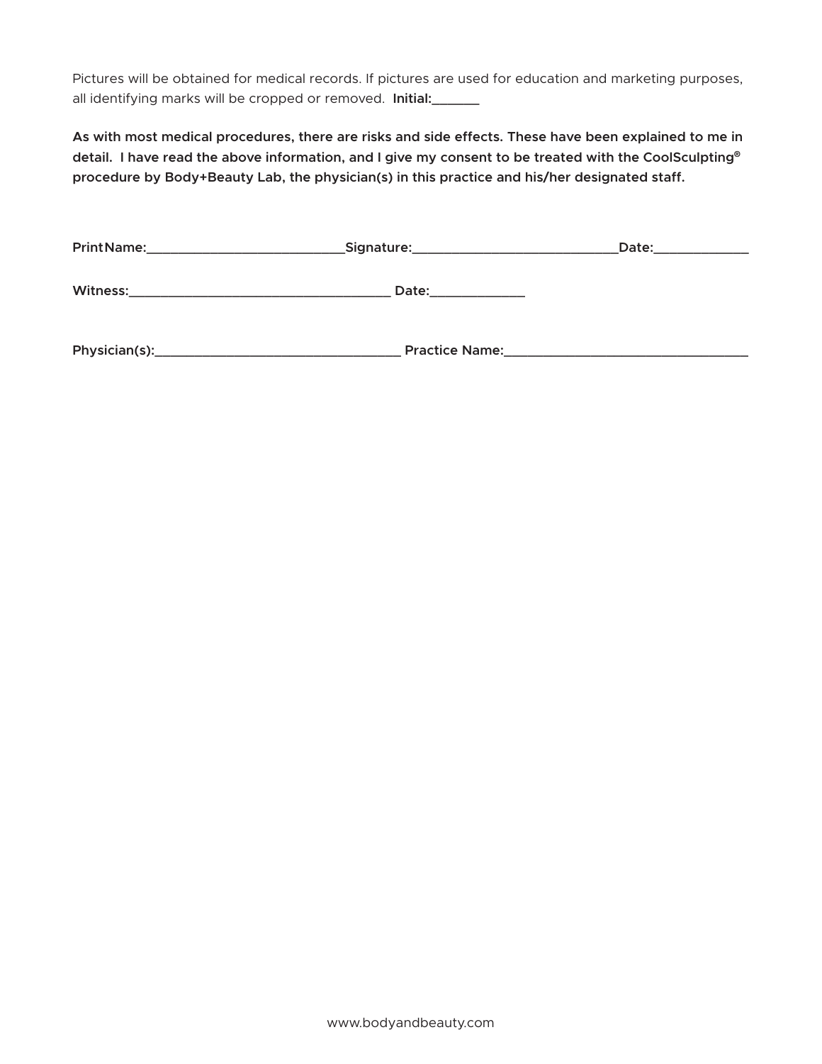Pictures will be obtained for medical records. If pictures are used for education and marketing purposes, all identifying marks will be cropped or removed. **Initial:_______**

**As with most medical procedures, there are risks and side effects. These have been explained to me in detail. I have read the above information, and I give my consent to be treated with the CoolSculpting® procedure by Body+Beauty Lab, the physician(s) in this practice and his/her designated staff.**

**Print Name:____________________________Signature:_____________________________Date:_____________**

**Witness:_____________________________________ Date:_____________**

**Physician(s):___________________________________ Practice Name:__________________________________**

www.bodyandbeauty.com